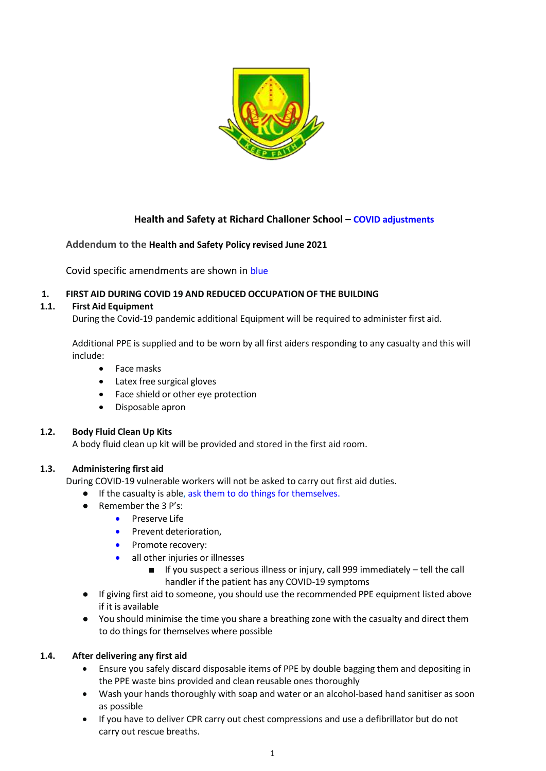# Health and Safety at Richard Challoner School – COVID adjustments

**Addendum to the Health and Safety Policy revised June 2021**

Covid specific amendments are shown in blue

## 1. FIRST AID DURING COVID 19 AND REDUCED OCCUPATION OF THE BUILDING

### 1.1. First Aid Equipment

During the Covid-19 pandemic additional Equipment will be required to administer first aid.

Additional PPE is supplied and to be worn by all first aiders responding to any casualty and this will include:

- Face masks
- Latex free surgical gloves
- Face shield or other eye protection
- Disposable apron

### 1.2. Body Fluid Clean Up Kits

A body fluid clean up kit will be provided and stored in the first aid room.

### 1.3. Administering first aid

During COVID-19 vulnerable workers will not be asked to carry out first aid duties.

- If the casualty is able, ask them to do things for themselves.
- Remember the 3 P's:
  - Preserve Life
  - Prevent deterioration,
  - Promote recovery:
  - all other injuries or illnesses
    - If you suspect a serious illness or injury, call 999 immediately – tell the call handler if the patient has any COVID-19 symptoms
- If giving first aid to someone, you should use the recommended PPE equipment listed above if it is available
- You should minimise the time you share a breathing zone with the casualty and direct them to do things for themselves where possible

### 1.4. After delivering any first aid

- Ensure you safely discard disposable items of PPE by double bagging them and depositing in the PPE waste bins provided and clean reusable ones thoroughly
- Wash your hands thoroughly with soap and water or an alcohol-based hand sanitiser as soon as possible
- If you have to deliver CPR carry out chest compressions and use a defibrillator but do not carry out rescue breaths.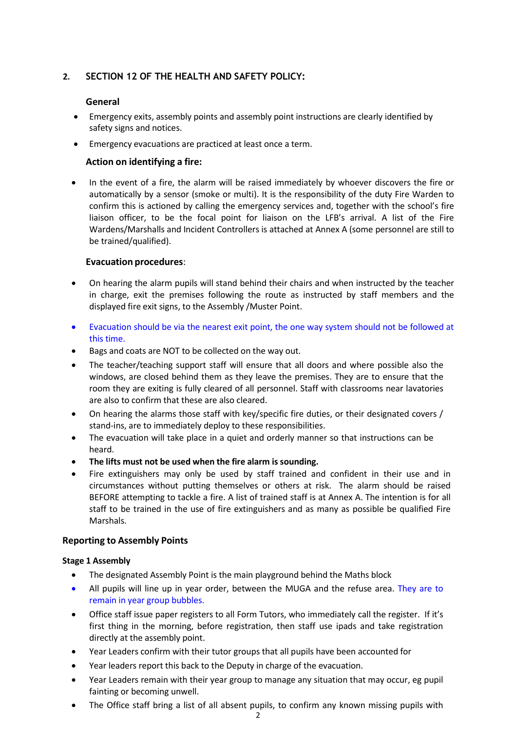## 2. SECTION 12 OF THE HEALTH AND SAFETY POLICY:

### General

- Emergency exits, assembly points and assembly point instructions are clearly identified by safety signs and notices.
- Emergency evacuations are practiced at least once a term.

### Action on identifying a fire:

- In the event of a fire, the alarm will be raised immediately by whoever discovers the fire or automatically by a sensor (smoke or multi). It is the responsibility of the duty Fire Warden to confirm this is actioned by calling the emergency services and, together with the school's fire liaison officer, to be the focal point for liaison on the LFB's arrival. A list of the Fire Wardens/Marshalls and Incident Controllers is attached at Annex A (some personnel are still to be trained/qualified).

### Evacuation procedures:

- On hearing the alarm pupils will stand behind their chairs and when instructed by the teacher in charge, exit the premises following the route as instructed by staff members and the displayed fire exit signs, to the Assembly /Muster Point.
- Evacuation should be via the nearest exit point, the one way system should not be followed at this time.
- Bags and coats are NOT to be collected on the way out.
- The teacher/teaching support staff will ensure that all doors and where possible also the windows, are closed behind them as they leave the premises. They are to ensure that the room they are exiting is fully cleared of all personnel. Staff with classrooms near lavatories are also to confirm that these are also cleared.
- On hearing the alarms those staff with key/specific fire duties, or their designated covers / stand-ins, are to immediately deploy to these responsibilities.
- The evacuation will take place in a quiet and orderly manner so that instructions can be heard.
- **The lifts must not be used when the fire alarm is sounding.**
- Fire extinguishers may only be used by staff trained and confident in their use and in circumstances without putting themselves or others at risk. The alarm should be raised BEFORE attempting to tackle a fire. A list of trained staff is at Annex A. The intention is for all staff to be trained in the use of fire extinguishers and as many as possible be qualified Fire Marshals.

### Reporting to Assembly Points

#### Stage 1 Assembly

- The designated Assembly Point is the main playground behind the Maths block
- All pupils will line up in year order, between the MUGA and the refuse area. They are to remain in year group bubbles.
- Office staff issue paper registers to all Form Tutors, who immediately call the register. If it's first thing in the morning, before registration, then staff use ipads and take registration directly at the assembly point.
- Year Leaders confirm with their tutor groups that all pupils have been accounted for
- Year leaders report this back to the Deputy in charge of the evacuation.
- Year Leaders remain with their year group to manage any situation that may occur, eg pupil fainting or becoming unwell.
- The Office staff bring a list of all absent pupils, to confirm any known missing pupils with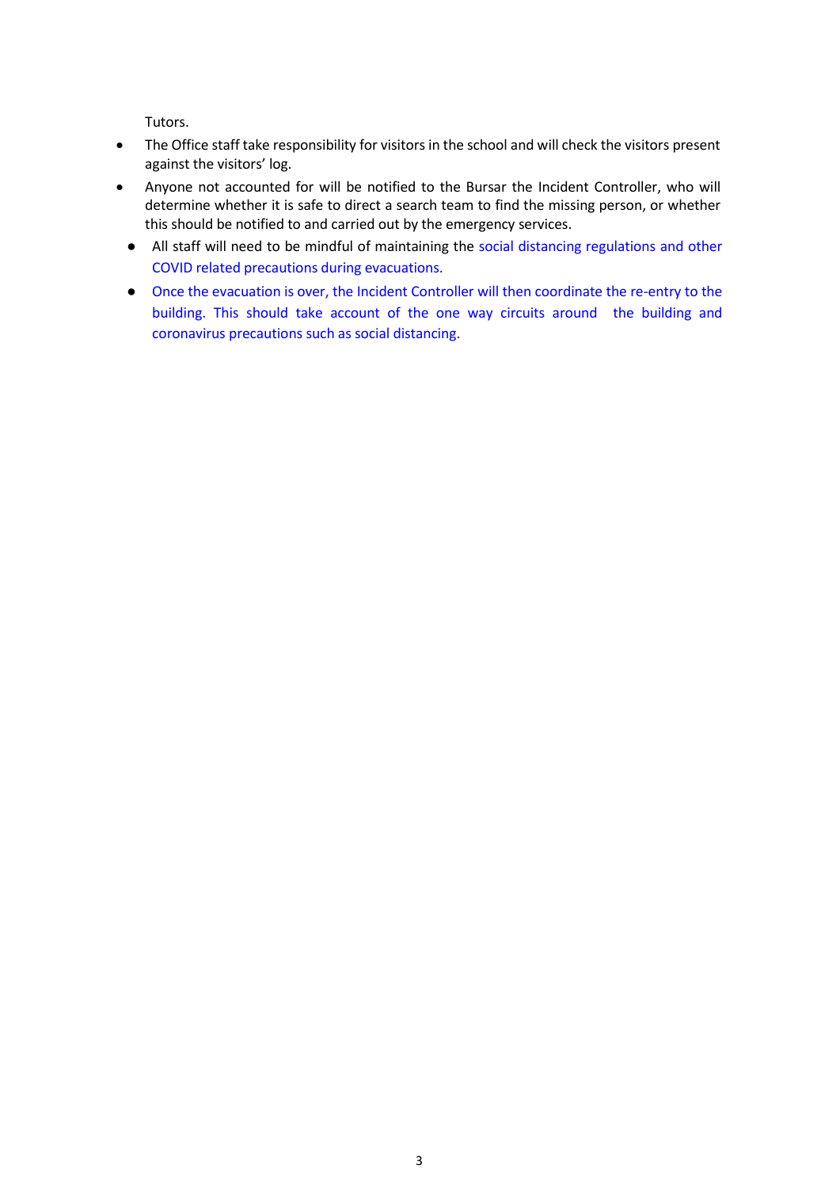Tutors.

- The Office staff take responsibility for visitors in the school and will check the visitors present against the visitors' log.
- Anyone not accounted for will be notified to the Bursar the Incident Controller, who will determine whether it is safe to direct a search team to find the missing person, or whether this should be notified to and carried out by the emergency services.
- All staff will need to be mindful of maintaining the social distancing regulations and other COVID related precautions during evacuations.
- Once the evacuation is over, the Incident Controller will then coordinate the re-entry to the building. This should take account of the one way circuits around the building and coronavirus precautions such as social distancing.